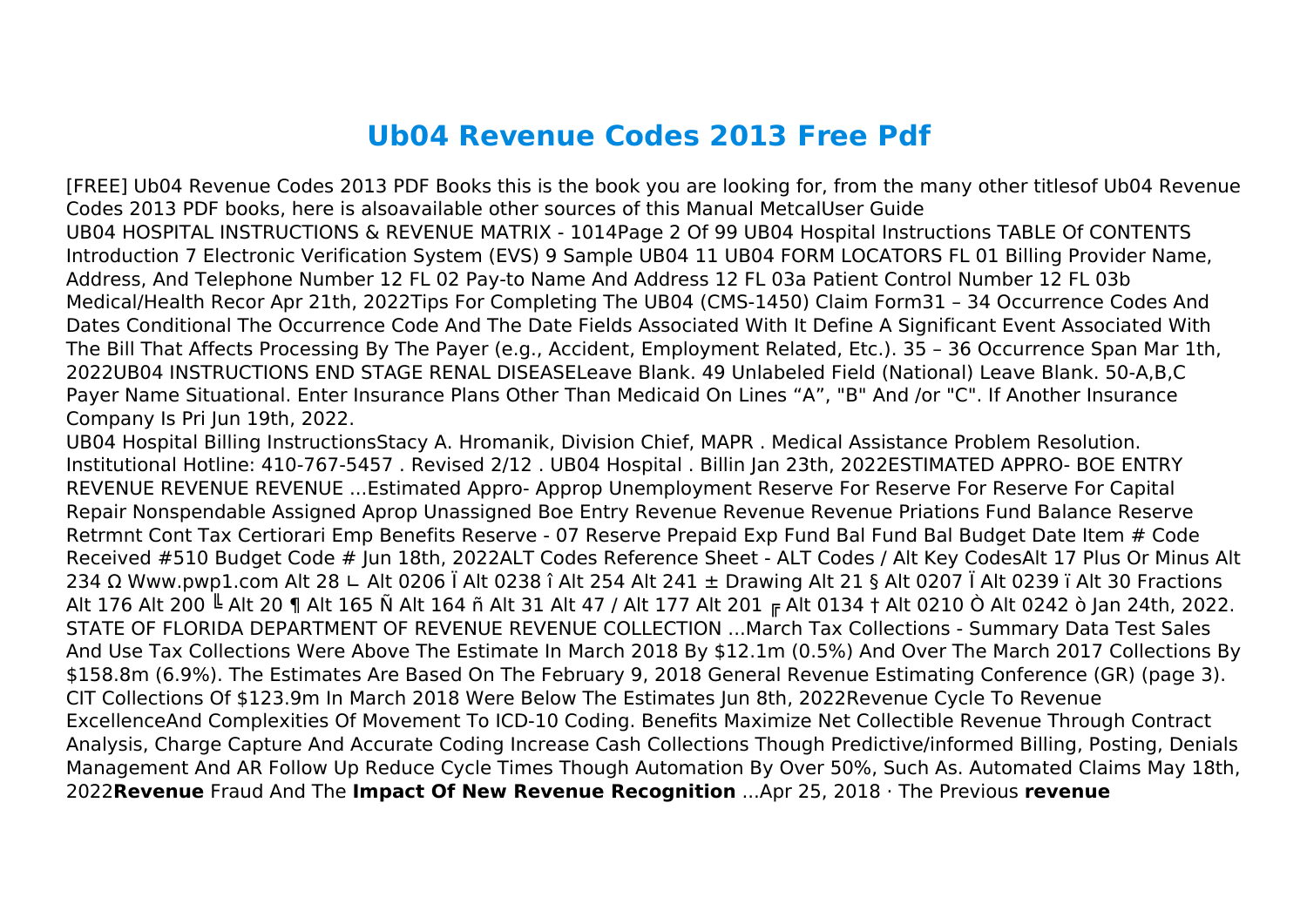# Ub04 Revenue Codes 2013 Free Pdf

[FREE] Ub04 Revenue Codes 2013 PDF Books this is the book you are looking for, from the many other titlesof Ub04 Revenue Codes 2013 PDF books, here is alsoavailable other sources of this Manual MetcalUser Guide

UB04 HOSPITAL INSTRUCTIONS & REVENUE MATRIX - 1014Page 2 Of 99 UB04 Hospital Instructions TABLE Of CONTENTS Introduction 7 Electronic Verification System (EVS) 9 Sample UB04 11 UB04 FORM LOCATORS FL 01 Billing Provider Name, Address, And Telephone Number 12 FL 02 Pay-to Name And Address 12 FL 03a Patient Control Number 12 FL 03b Medical/Health Recor Apr 21th, 2022Tips For Completing The UB04 (CMS-1450) Claim Form31 – 34 Occurrence Codes And Dates Conditional The Occurrence Code And The Date Fields Associated With It Define A Significant Event Associated With The Bill That Affects Processing By The Payer (e.g., Accident, Employment Related, Etc.). 35 – 36 Occurrence Span Mar 1th, 2022UB04 INSTRUCTIONS END STAGE RENAL DISEASELeave Blank. 49 Unlabeled Field (National) Leave Blank. 50-A,B,C Payer Name Situational. Enter Insurance Plans Other Than Medicaid On Lines "A", "B" And /or "C". If Another Insurance Company Is Pri Jun 19th, 2022.

UB04 Hospital Billing InstructionsStacy A. Hromanik, Division Chief, MAPR . Medical Assistance Problem Resolution. Institutional Hotline: 410-767-5457 . Revised 2/12 . UB04 Hospital . Billin Jan 23th, 2022ESTIMATED APPRO- BOE ENTRY REVENUE REVENUE REVENUE ...Estimated Appro- Approp Unemployment Reserve For Reserve For Reserve For Capital Repair Nonspendable Assigned Aprop Unassigned Boe Entry Revenue Revenue Revenue Priations Fund Balance Reserve Retrmnt Cont Tax Certiorari Emp Benefits Reserve - 07 Reserve Prepaid Exp Fund Bal Fund Bal Budget Date Item # Code Received #510 Budget Code # Jun 18th, 2022ALT Codes Reference Sheet - ALT Codes / Alt Key CodesAlt 17 Plus Or Minus Alt 234 Ω Www.pwp1.com Alt 28 ∟ Alt 0206 Ï Alt 0238 î Alt 254 Alt 241 ± Drawing Alt 21 § Alt 0207 Ï Alt 0239 ï Alt 30 Fractions Alt 176 Alt 200 ╚ Alt 20 ¶ Alt 165 Ñ Alt 164 ñ Alt 31 Alt 47 / Alt 177 Alt 201 ╔ Alt 0134 † Alt 0210 Ò Alt 0242 ò Jan 24th, 2022.

STATE OF FLORIDA DEPARTMENT OF REVENUE REVENUE COLLECTION ...March Tax Collections - Summary Data Test Sales And Use Tax Collections Were Above The Estimate In March 2018 By $12.1m (0.5%) And Over The March 2017 Collections By $158.8m (6.9%). The Estimates Are Based On The February 9, 2018 General Revenue Estimating Conference (GR) (page 3). CIT Collections Of $123.9m In March 2018 Were Below The Estimates Jun 8th, 2022Revenue Cycle To Revenue ExcellenceAnd Complexities Of Movement To ICD-10 Coding. Benefits Maximize Net Collectible Revenue Through Contract Analysis, Charge Capture And Accurate Coding Increase Cash Collections Though Predictive/informed Billing, Posting, Denials Management And AR Follow Up Reduce Cycle Times Though Automation By Over 50%, Such As. Automated Claims May 18th, 2022**Revenue** Fraud And The **Impact Of New Revenue Recognition** ...Apr 25, 2018 · The Previous **revenue**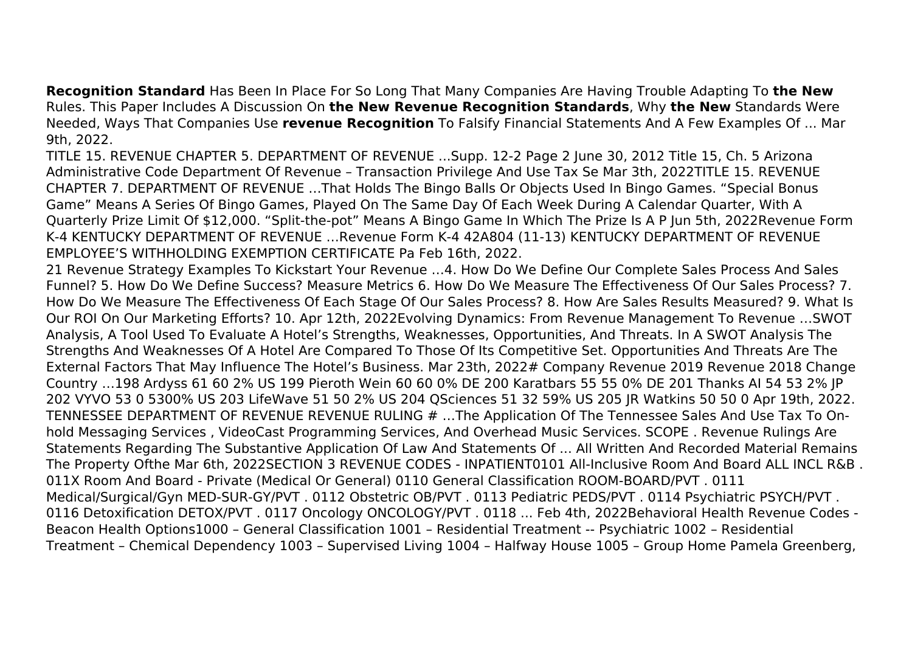**Recognition Standard** Has Been In Place For So Long That Many Companies Are Having Trouble Adapting To **the New** Rules. This Paper Includes A Discussion On **the New Revenue Recognition Standards**, Why **the New** Standards Were Needed, Ways That Companies Use **revenue Recognition** To Falsify Financial Statements And A Few Examples Of ... Mar 9th, 2022.

TITLE 15. REVENUE CHAPTER 5. DEPARTMENT OF REVENUE ...Supp. 12-2 Page 2 June 30, 2012 Title 15, Ch. 5 Arizona Administrative Code Department Of Revenue – Transaction Privilege And Use Tax Se Mar 3th, 2022TITLE 15. REVENUE CHAPTER 7. DEPARTMENT OF REVENUE ...That Holds The Bingo Balls Or Objects Used In Bingo Games. "Special Bonus Game" Means A Series Of Bingo Games, Played On The Same Day Of Each Week During A Calendar Quarter, With A Quarterly Prize Limit Of $12,000. "Split-the-pot" Means A Bingo Game In Which The Prize Is A P Jun 5th, 2022Revenue Form K-4 KENTUCKY DEPARTMENT OF REVENUE ...Revenue Form K-4 42A804 (11-13) KENTUCKY DEPARTMENT OF REVENUE EMPLOYEE'S WITHHOLDING EXEMPTION CERTIFICATE Pa Feb 16th, 2022.

21 Revenue Strategy Examples To Kickstart Your Revenue ...4. How Do We Define Our Complete Sales Process And Sales Funnel? 5. How Do We Define Success? Measure Metrics 6. How Do We Measure The Effectiveness Of Our Sales Process? 7. How Do We Measure The Effectiveness Of Each Stage Of Our Sales Process? 8. How Are Sales Results Measured? 9. What Is Our ROI On Our Marketing Efforts? 10. Apr 12th, 2022Evolving Dynamics: From Revenue Management To Revenue ...SWOT Analysis, A Tool Used To Evaluate A Hotel's Strengths, Weaknesses, Opportunities, And Threats. In A SWOT Analysis The Strengths And Weaknesses Of A Hotel Are Compared To Those Of Its Competitive Set. Opportunities And Threats Are The External Factors That May Influence The Hotel's Business. Mar 23th, 2022# Company Revenue 2019 Revenue 2018 Change Country ...198 Ardyss 61 60 2% US 199 Pieroth Wein 60 60 0% DE 200 Karatbars 55 55 0% DE 201 Thanks AI 54 53 2% JP 202 VYVO 53 0 5300% US 203 LifeWave 51 50 2% US 204 QSciences 51 32 59% US 205 JR Watkins 50 50 0 Apr 19th, 2022.

TENNESSEE DEPARTMENT OF REVENUE REVENUE RULING # ...The Application Of The Tennessee Sales And Use Tax To On-hold Messaging Services , VideoCast Programming Services, And Overhead Music Services. SCOPE . Revenue Rulings Are Statements Regarding The Substantive Application Of Law And Statements Of ... All Written And Recorded Material Remains The Property Ofthe Mar 6th, 2022SECTION 3 REVENUE CODES - INPATIENT0101 All-Inclusive Room And Board ALL INCL R&B . 011X Room And Board - Private (Medical Or General) 0110 General Classification ROOM-BOARD/PVT . 0111 Medical/Surgical/Gyn MED-SUR-GY/PVT . 0112 Obstetric OB/PVT . 0113 Pediatric PEDS/PVT . 0114 Psychiatric PSYCH/PVT . 0116 Detoxification DETOX/PVT . 0117 Oncology ONCOLOGY/PVT . 0118 ... Feb 4th, 2022Behavioral Health Revenue Codes - Beacon Health Options1000 – General Classification 1001 – Residential Treatment -- Psychiatric 1002 – Residential Treatment – Chemical Dependency 1003 – Supervised Living 1004 – Halfway House 1005 – Group Home Pamela Greenberg,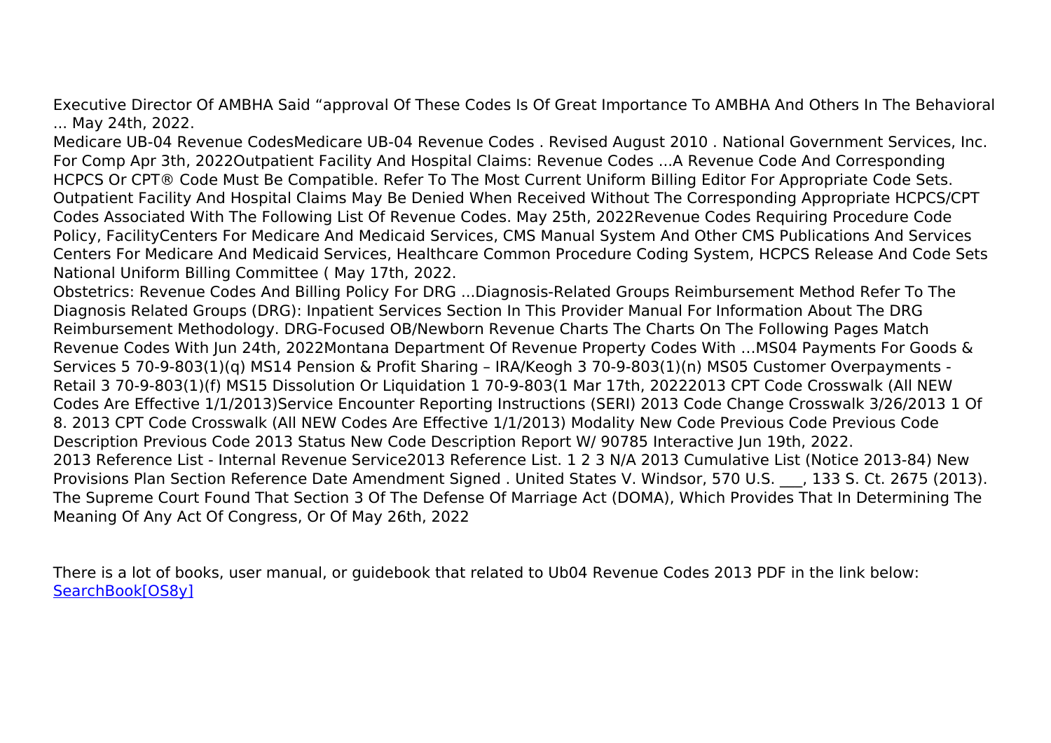Executive Director Of AMBHA Said "approval Of These Codes Is Of Great Importance To AMBHA And Others In The Behavioral ... May 24th, 2022.

Medicare UB-04 Revenue CodesMedicare UB-04 Revenue Codes . Revised August 2010 . National Government Services, Inc. For Comp Apr 3th, 2022Outpatient Facility And Hospital Claims: Revenue Codes ...A Revenue Code And Corresponding HCPCS Or CPT® Code Must Be Compatible. Refer To The Most Current Uniform Billing Editor For Appropriate Code Sets. Outpatient Facility And Hospital Claims May Be Denied When Received Without The Corresponding Appropriate HCPCS/CPT Codes Associated With The Following List Of Revenue Codes. May 25th, 2022Revenue Codes Requiring Procedure Code Policy, FacilityCenters For Medicare And Medicaid Services, CMS Manual System And Other CMS Publications And Services Centers For Medicare And Medicaid Services, Healthcare Common Procedure Coding System, HCPCS Release And Code Sets National Uniform Billing Committee ( May 17th, 2022.

Obstetrics: Revenue Codes And Billing Policy For DRG ...Diagnosis-Related Groups Reimbursement Method Refer To The Diagnosis Related Groups (DRG): Inpatient Services Section In This Provider Manual For Information About The DRG Reimbursement Methodology. DRG-Focused OB/Newborn Revenue Charts The Charts On The Following Pages Match Revenue Codes With Jun 24th, 2022Montana Department Of Revenue Property Codes With …MS04 Payments For Goods & Services 5 70-9-803(1)(q) MS14 Pension & Profit Sharing – IRA/Keogh 3 70-9-803(1)(n) MS05 Customer Overpayments - Retail 3 70-9-803(1)(f) MS15 Dissolution Or Liquidation 1 70-9-803(1 Mar 17th, 20222013 CPT Code Crosswalk (All NEW Codes Are Effective 1/1/2013)Service Encounter Reporting Instructions (SERI) 2013 Code Change Crosswalk 3/26/2013 1 Of 8. 2013 CPT Code Crosswalk (All NEW Codes Are Effective 1/1/2013) Modality New Code Previous Code Previous Code Description Previous Code 2013 Status New Code Description Report W/ 90785 Interactive Jun 19th, 2022.

2013 Reference List - Internal Revenue Service2013 Reference List. 1 2 3 N/A 2013 Cumulative List (Notice 2013-84) New Provisions Plan Section Reference Date Amendment Signed . United States V. Windsor, 570 U.S. ___, 133 S. Ct. 2675 (2013). The Supreme Court Found That Section 3 Of The Defense Of Marriage Act (DOMA), Which Provides That In Determining The Meaning Of Any Act Of Congress, Or Of May 26th, 2022

There is a lot of books, user manual, or guidebook that related to Ub04 Revenue Codes 2013 PDF in the link below:
SearchBook[OS8y]